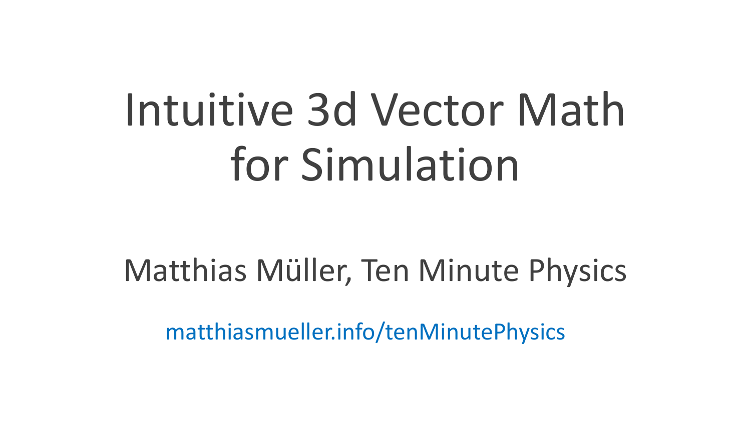# Intuitive 3d Vector Math for Simulation

Matthias Müller, Ten Minute Physics

matthiasmueller.info/tenMinutePhysics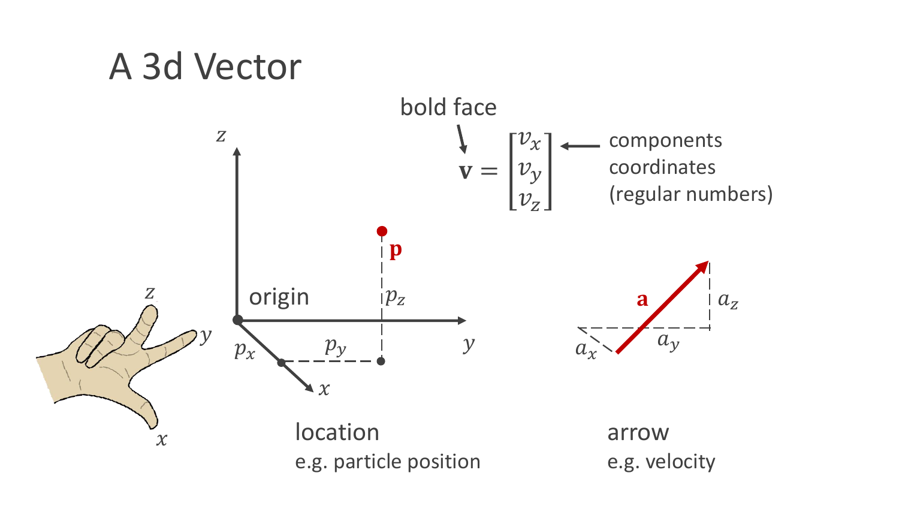# A 3d Vector

bold face

$$\mathbf{v} = \begin{bmatrix} v_x \\ v_y \\ v_z \end{bmatrix}$$

components
coordinates
(regular numbers)

$z$

$y$

$x$

origin

$\mathbf{p}$

$p_x$

$p_y$

$p_z$

location
e.g. particle position

$\mathbf{a}$

$a_x$

$a_y$

$a_z$

arrow
e.g. velocity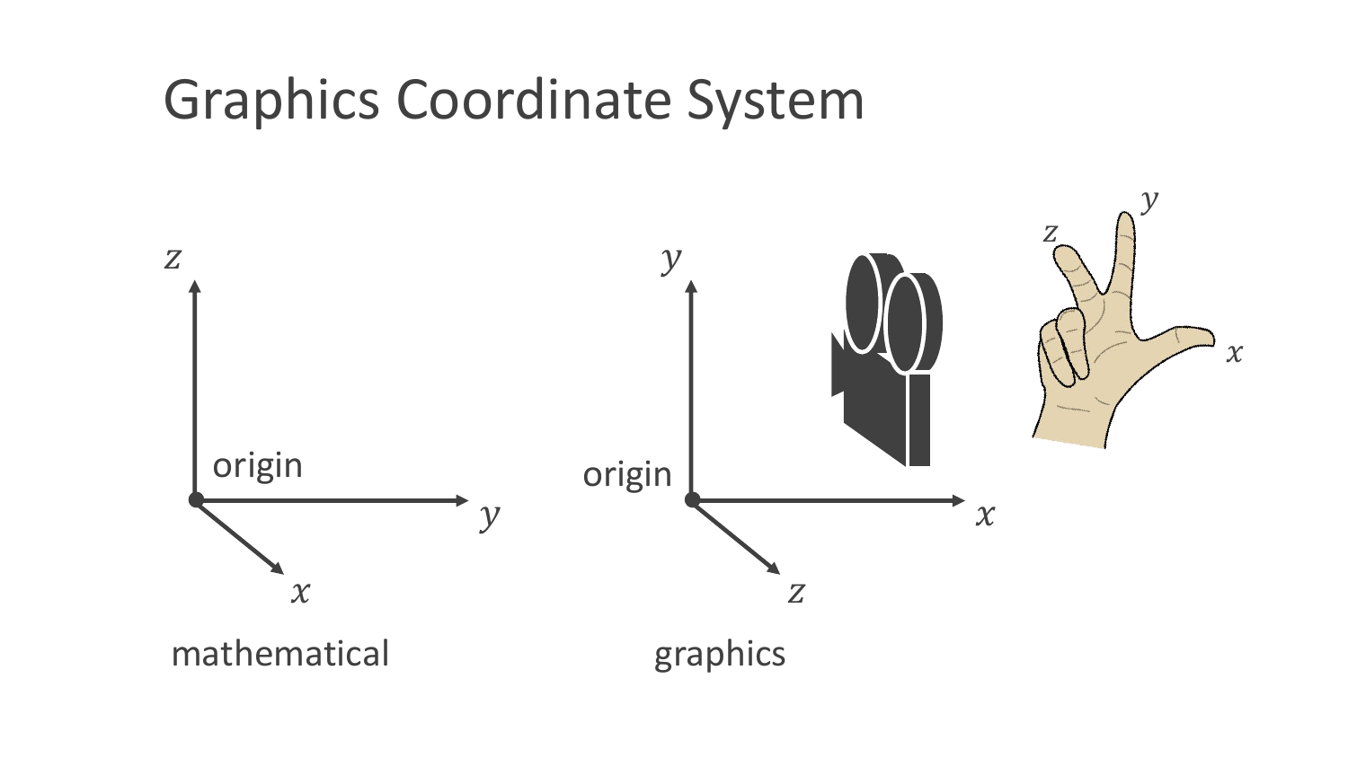# Graphics Coordinate System

$z$

origin

$y$

$x$

mathematical

$y$

origin

$x$

$z$

graphics

$z$ $y$ $x$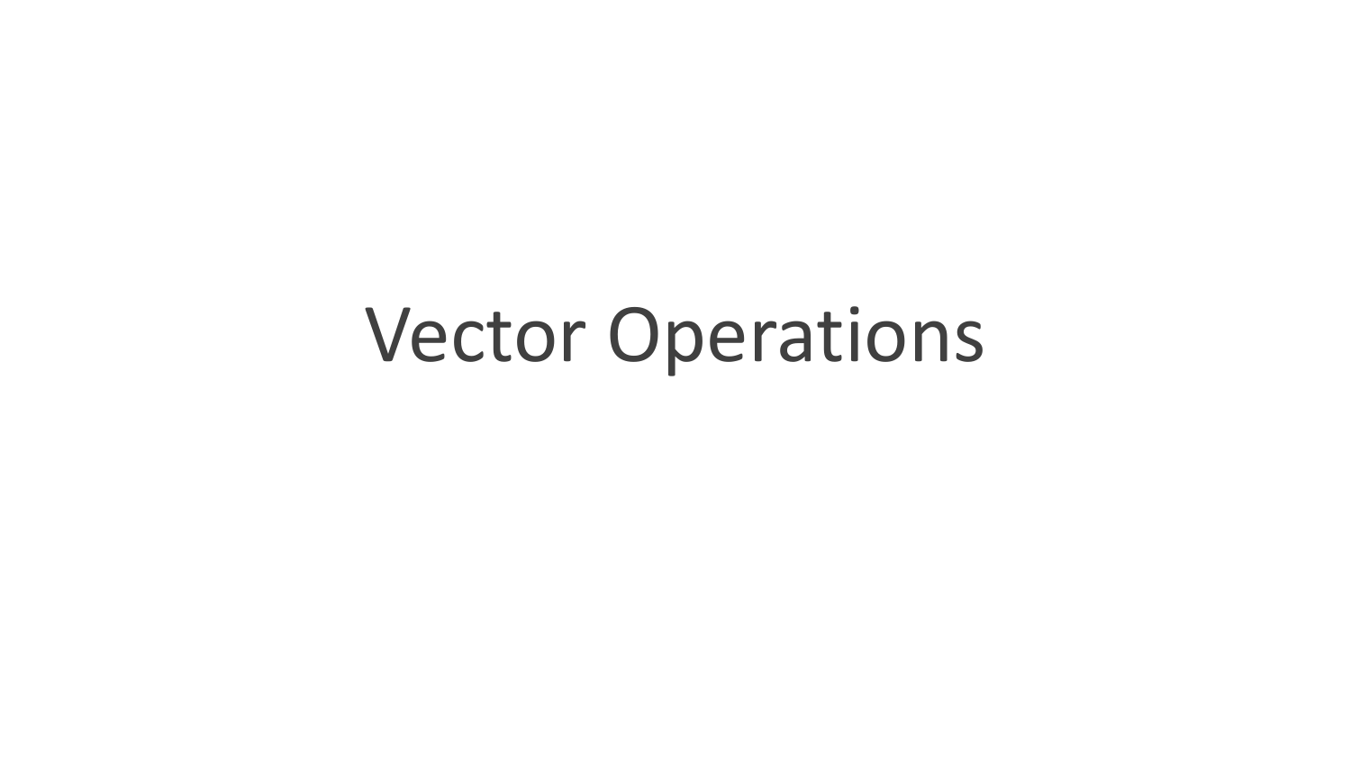# Vector Operations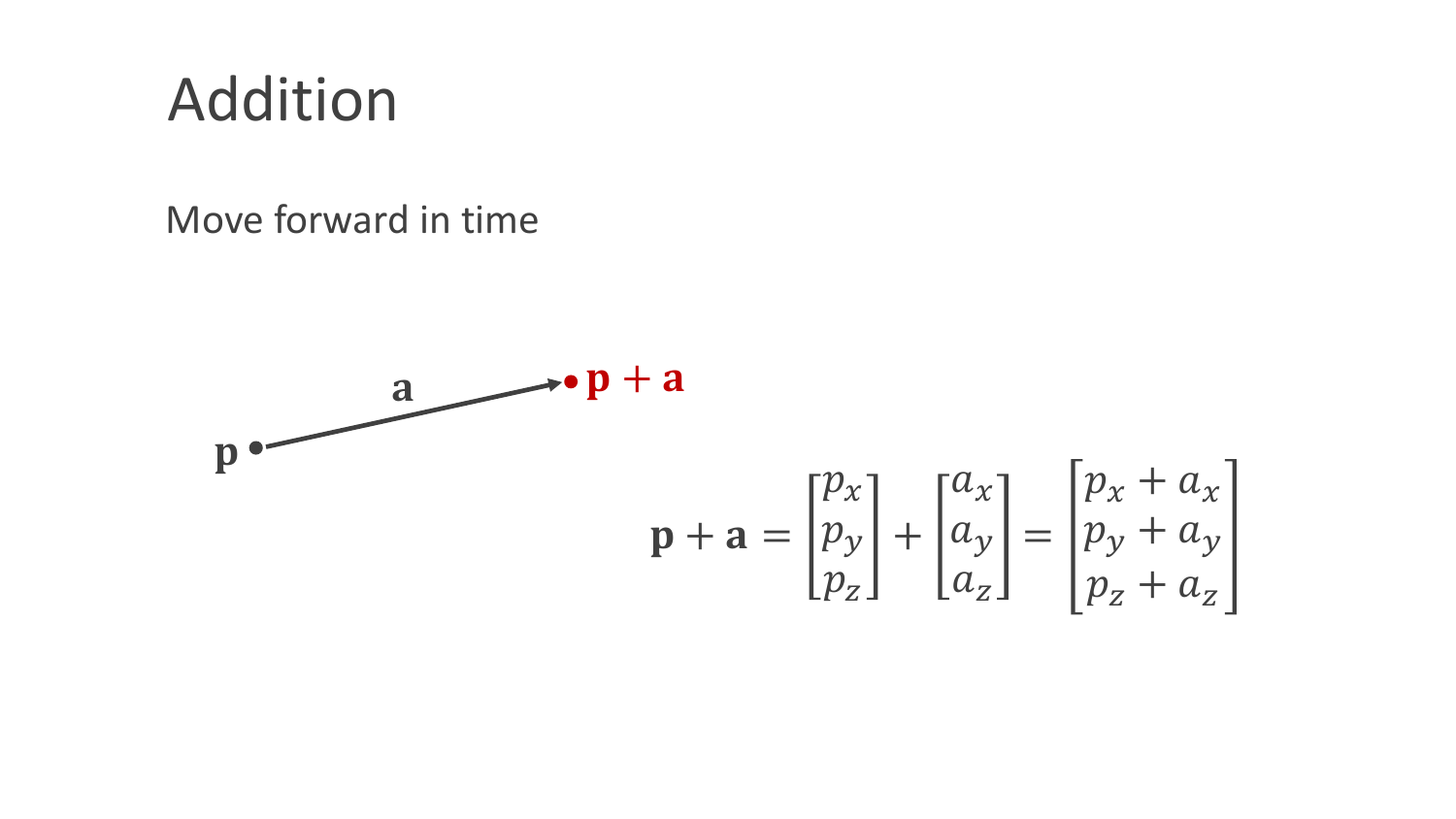# Addition

Move forward in time

$\mathbf{p}$

$\mathbf{a}$

$\mathbf{p} + \mathbf{a}$

$$\mathbf{p} + \mathbf{a} = \begin{bmatrix} p_x \\ p_y \\ p_z \end{bmatrix} + \begin{bmatrix} a_x \\ a_y \\ a_z \end{bmatrix} = \begin{bmatrix} p_x + a_x \\ p_y + a_y \\ p_z + a_z \end{bmatrix}$$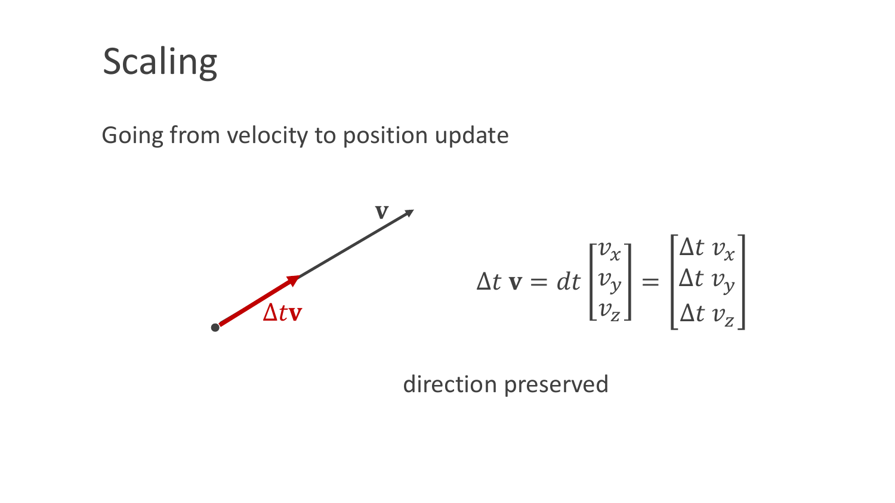# Scaling

Going from velocity to position update

$\mathbf{v}$

$\Delta t\mathbf{v}$

$$\Delta t\ \mathbf{v} = dt \begin{bmatrix} v_x \\ v_y \\ v_z \end{bmatrix} = \begin{bmatrix} \Delta t\ v_x \\ \Delta t\ v_y \\ \Delta t\ v_z \end{bmatrix}$$

direction preserved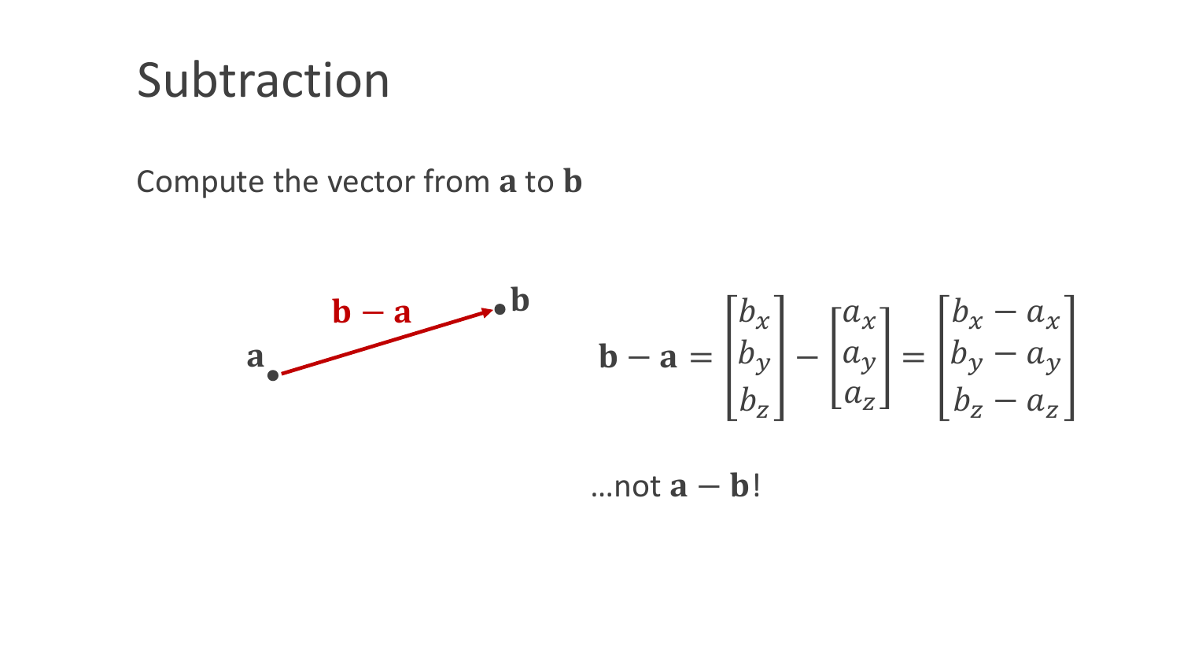# Subtraction

Compute the vector from $\mathbf{a}$ to $\mathbf{b}$

$\mathbf{b} - \mathbf{a}$

$\mathbf{a}$

$\mathbf{b}$

$$\mathbf{b} - \mathbf{a} = \begin{bmatrix} b_x \\ b_y \\ b_z \end{bmatrix} - \begin{bmatrix} a_x \\ a_y \\ a_z \end{bmatrix} = \begin{bmatrix} b_x - a_x \\ b_y - a_y \\ b_z - a_z \end{bmatrix}$$

…not $\mathbf{a} - \mathbf{b}$!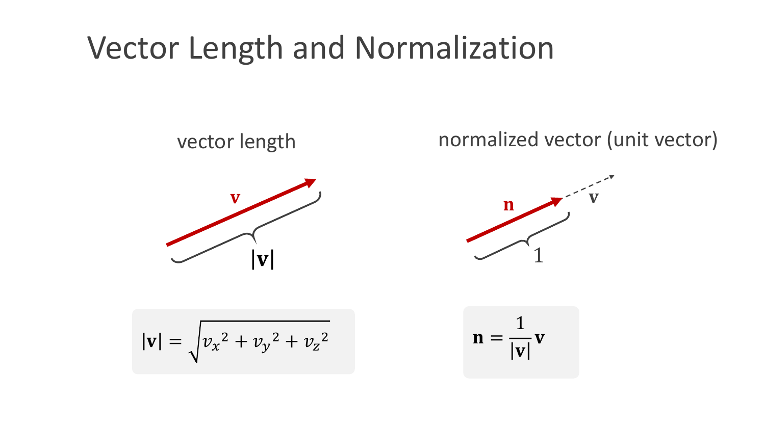# Vector Length and Normalization

vector length

$\mathbf{v}$

$|\mathbf{v}|$

$$|\mathbf{v}| = \sqrt{{v_x}^2 + {v_y}^2 + {v_z}^2}$$

normalized vector (unit vector)

$\mathbf{n}$

$\mathbf{v}$

1

$$\mathbf{n} = \frac{1}{|\mathbf{v}|}\mathbf{v}$$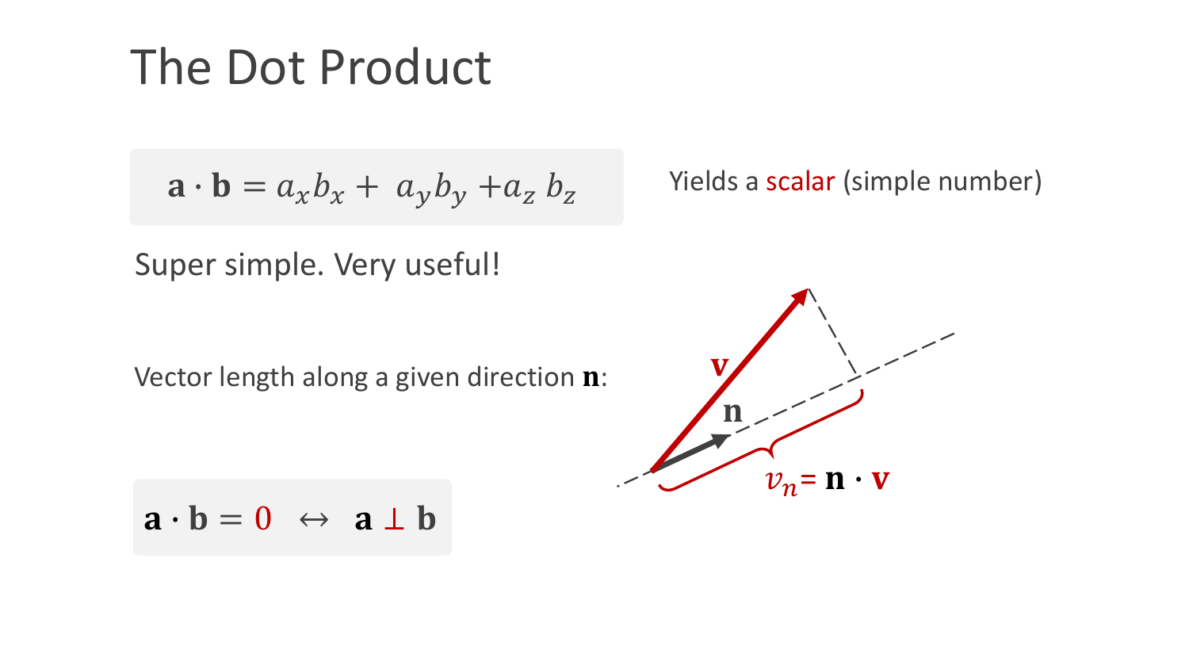# The Dot Product

$$\mathbf{a} \cdot \mathbf{b} = a_x b_x + \; a_y b_y + a_z \, b_z$$

Yields a scalar (simple number)

Super simple. Very useful!

Vector length along a given direction **n**:

$\mathbf{v}$

$\mathbf{n}$

$v_n = \mathbf{n} \cdot \mathbf{v}$

$$\mathbf{a} \cdot \mathbf{b} = 0 \;\leftrightarrow\; \mathbf{a} \perp \mathbf{b}$$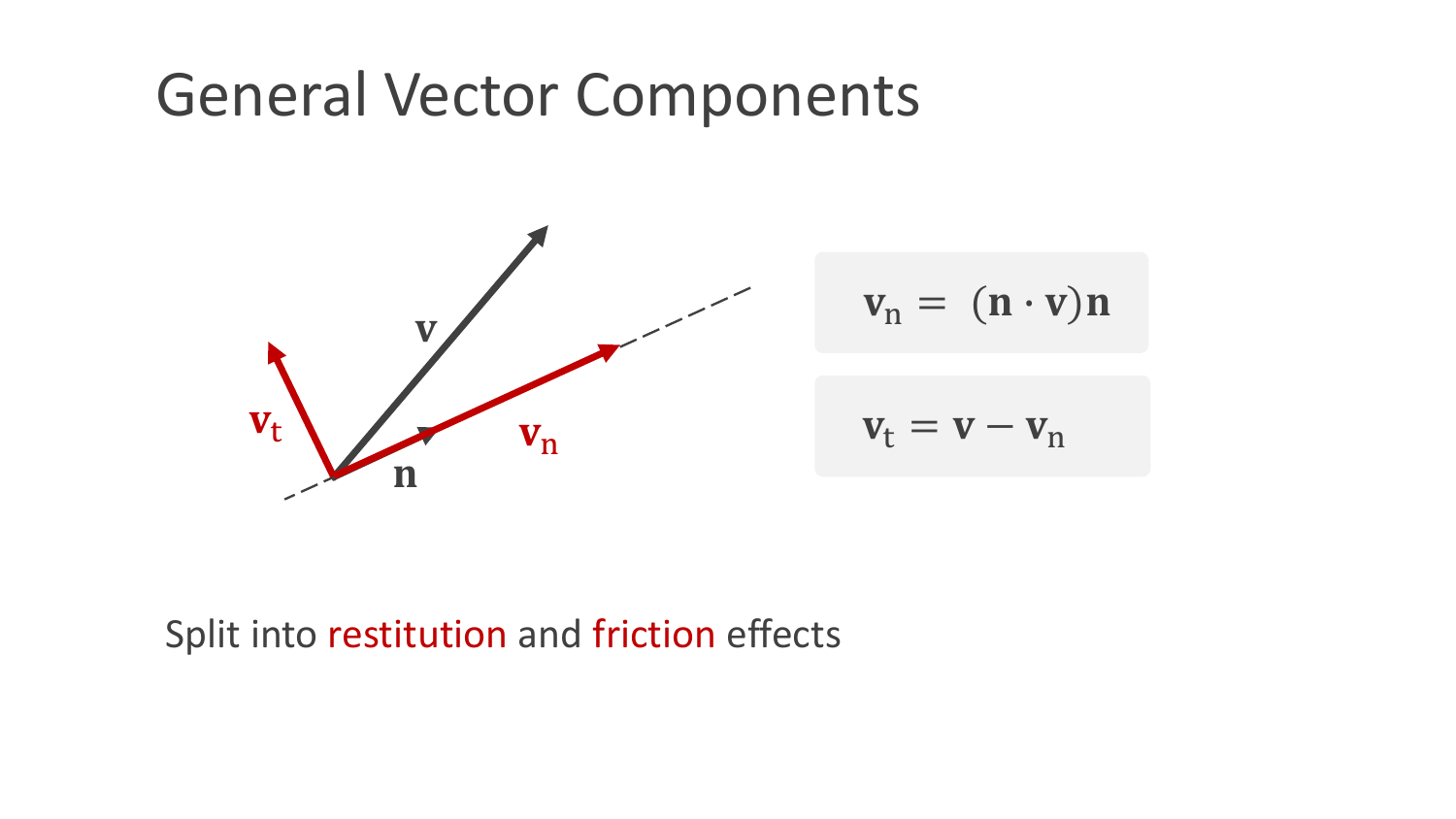# General Vector Components

$\mathbf{v}$

$\mathbf{v}_\mathrm{t}$

$\mathbf{n}$

$\mathbf{v}_\mathrm{n}$

$$\mathbf{v}_\mathrm{n} = (\mathbf{n} \cdot \mathbf{v})\mathbf{n}$$

$$\mathbf{v}_\mathrm{t} = \mathbf{v} - \mathbf{v}_\mathrm{n}$$

Split into restitution and friction effects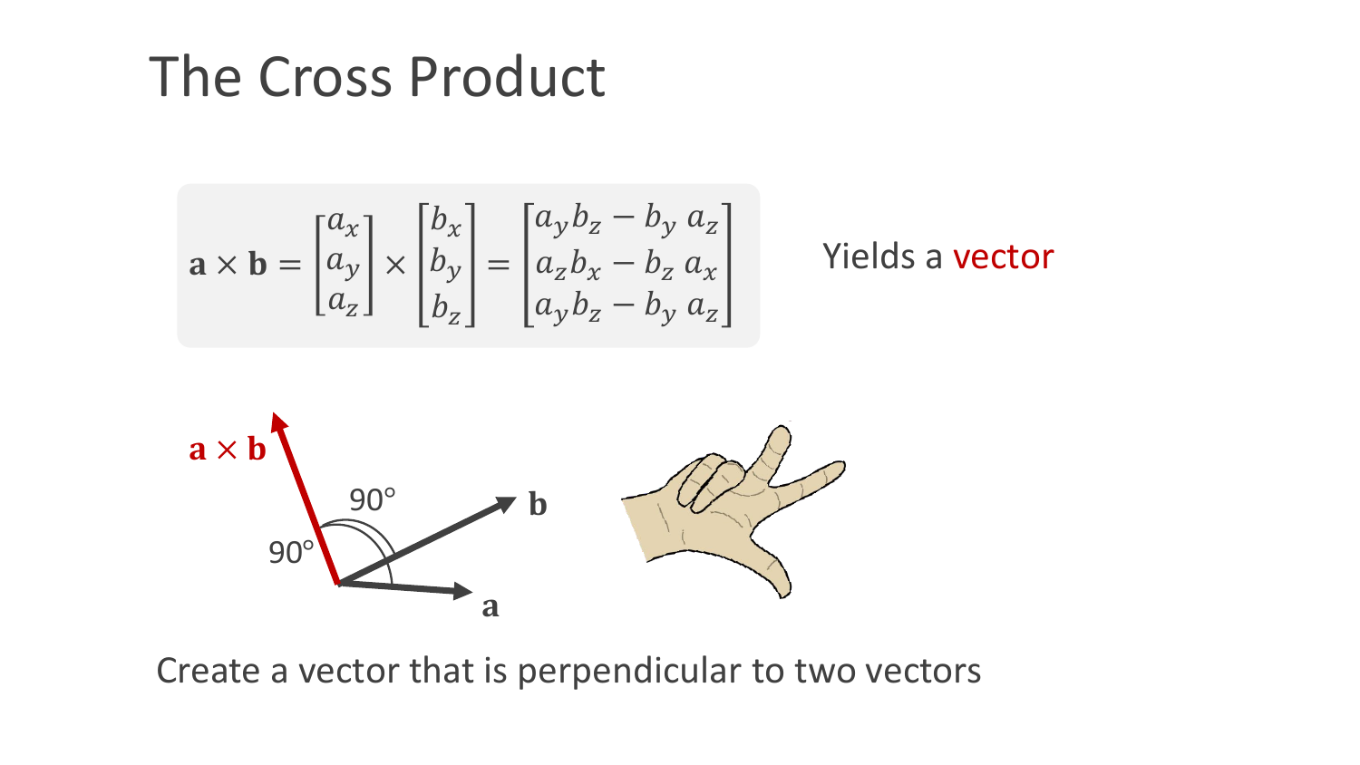# The Cross Product

$$\mathbf{a} \times \mathbf{b} = \begin{bmatrix} a_x \\ a_y \\ a_z \end{bmatrix} \times \begin{bmatrix} b_x \\ b_y \\ b_z \end{bmatrix} = \begin{bmatrix} a_y b_z - b_y\, a_z \\ a_z b_x - b_z\, a_x \\ a_y b_z - b_y\, a_z \end{bmatrix}$$

Yields a vector

Create a vector that is perpendicular to two vectors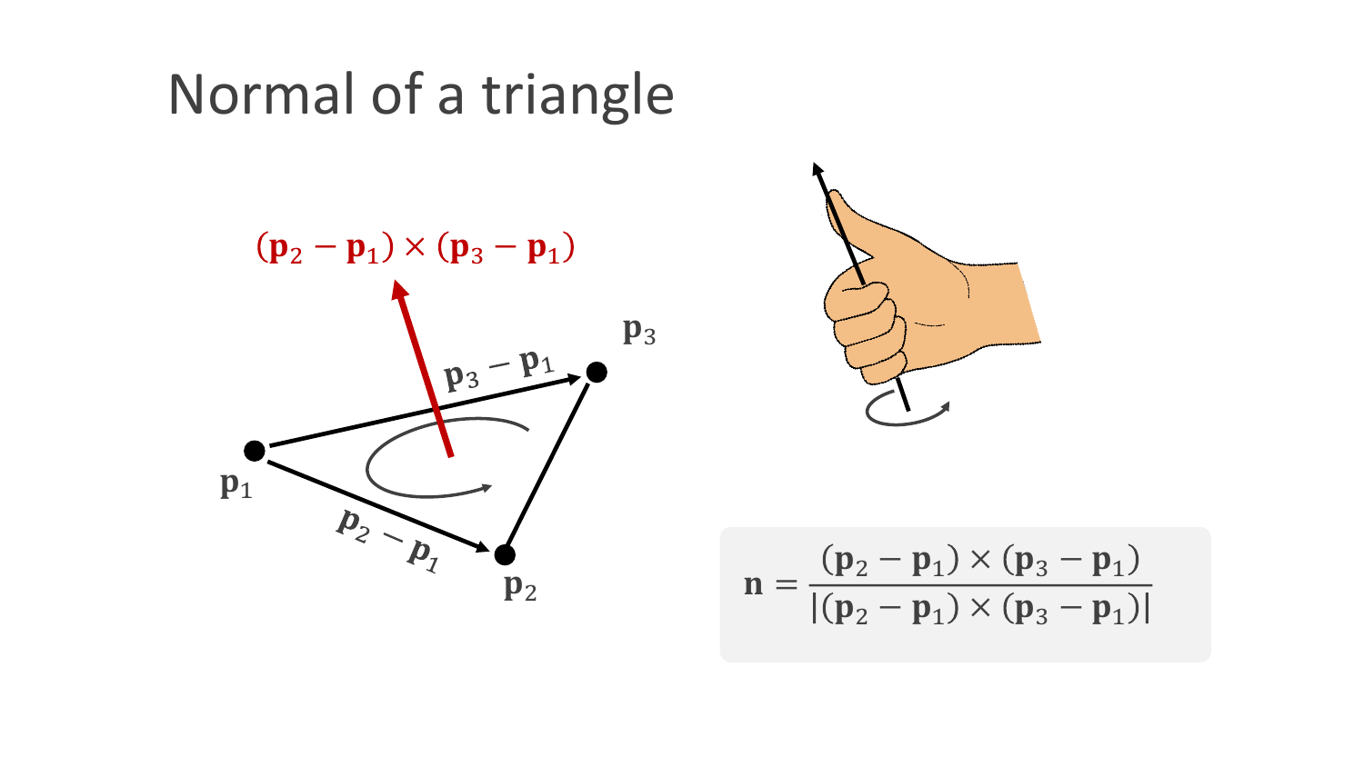# Normal of a triangle

$(\mathbf{p}_2 - \mathbf{p}_1) \times (\mathbf{p}_3 - \mathbf{p}_1)$

$\mathbf{p}_3$

$\mathbf{p}_3 - \mathbf{p}_1$

$\mathbf{p}_1$

$\mathbf{p}_2 - \mathbf{p}_1$

$\mathbf{p}_2$

$$\mathbf{n} = \frac{(\mathbf{p}_2 - \mathbf{p}_1) \times (\mathbf{p}_3 - \mathbf{p}_1)}{|(\mathbf{p}_2 - \mathbf{p}_1) \times (\mathbf{p}_3 - \mathbf{p}_1)|}$$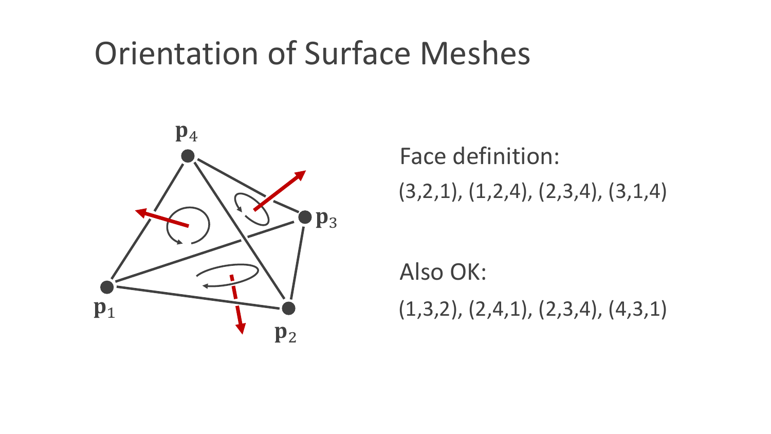# Orientation of Surface Meshes

$\mathbf{p}_4$

$\mathbf{p}_3$

$\mathbf{p}_1$

$\mathbf{p}_2$

Face definition:

(3,2,1), (1,2,4), (2,3,4), (3,1,4)

Also OK:

(1,3,2), (2,4,1), (2,3,4), (4,3,1)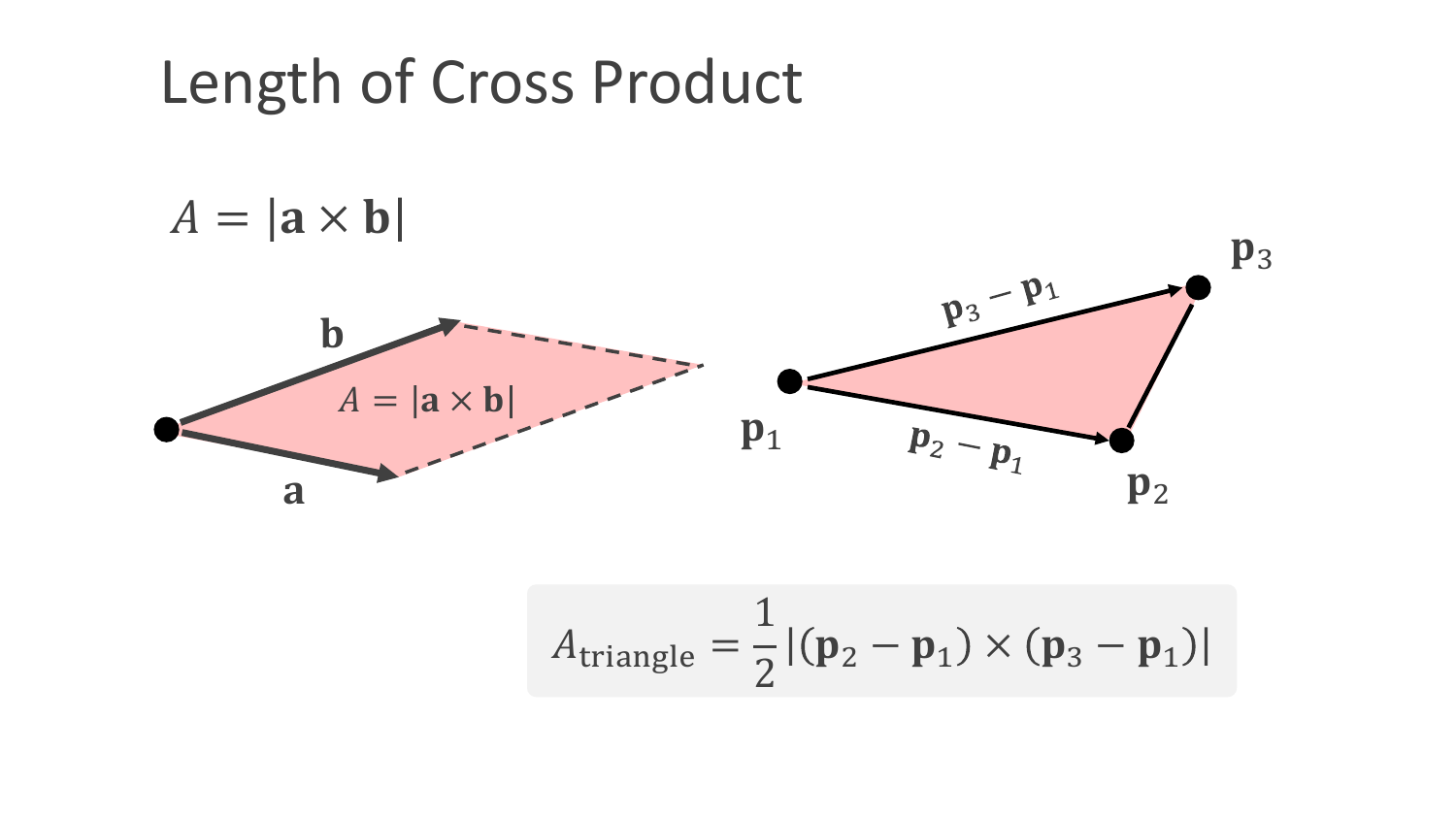# Length of Cross Product

$A = |\mathbf{a} \times \mathbf{b}|$

$\mathbf{b}$

$A = |\mathbf{a} \times \mathbf{b}|$

$\mathbf{a}$

$\mathbf{p}_3$

$\mathbf{p}_3 - \mathbf{p}_1$

$\mathbf{p}_1$

$\mathbf{p}_2 - \mathbf{p}_1$

$\mathbf{p}_2$

$$A_{\text{triangle}} = \frac{1}{2} |(\mathbf{p}_2 - \mathbf{p}_1) \times (\mathbf{p}_3 - \mathbf{p}_1)|$$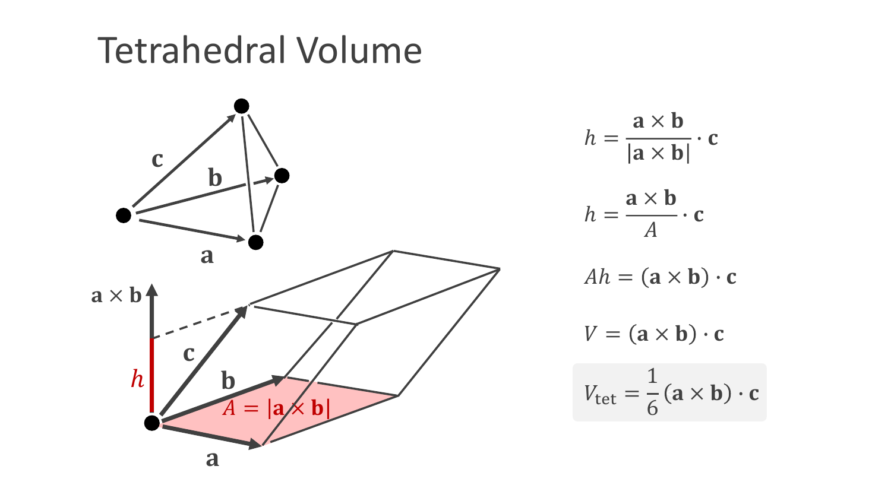# Tetrahedral Volume

$\mathbf{c}$

$\mathbf{b}$

$\mathbf{a}$

$\mathbf{a} \times \mathbf{b}$

$h$

$\mathbf{c}$

$\mathbf{b}$

$A = |\mathbf{a} \times \mathbf{b}|$

$\mathbf{a}$

$$h = \frac{\mathbf{a} \times \mathbf{b}}{|\mathbf{a} \times \mathbf{b}|} \cdot \mathbf{c}$$

$$h = \frac{\mathbf{a} \times \mathbf{b}}{A} \cdot \mathbf{c}$$

$$Ah = (\mathbf{a} \times \mathbf{b}) \cdot \mathbf{c}$$

$$V = (\mathbf{a} \times \mathbf{b}) \cdot \mathbf{c}$$

$$V_{\text{tet}} = \frac{1}{6} (\mathbf{a} \times \mathbf{b}) \cdot \mathbf{c}$$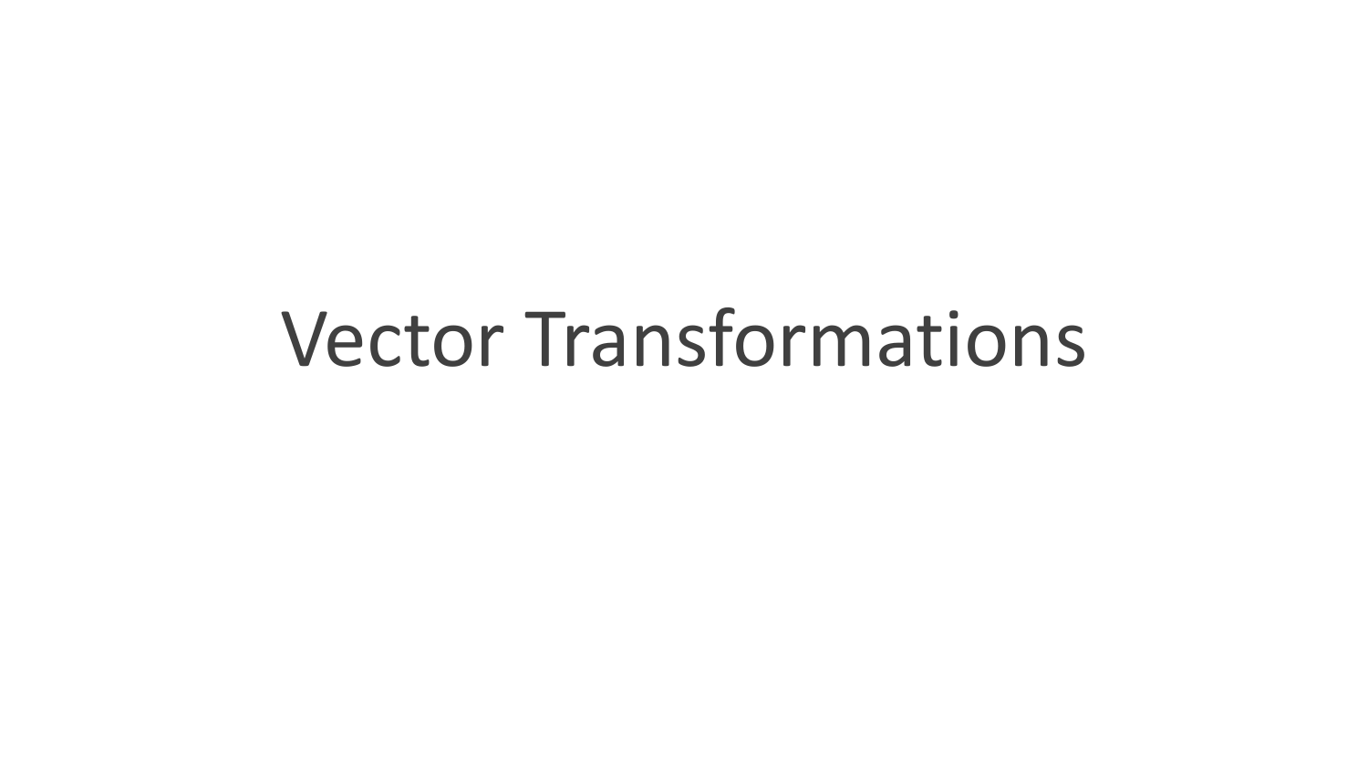# Vector Transformations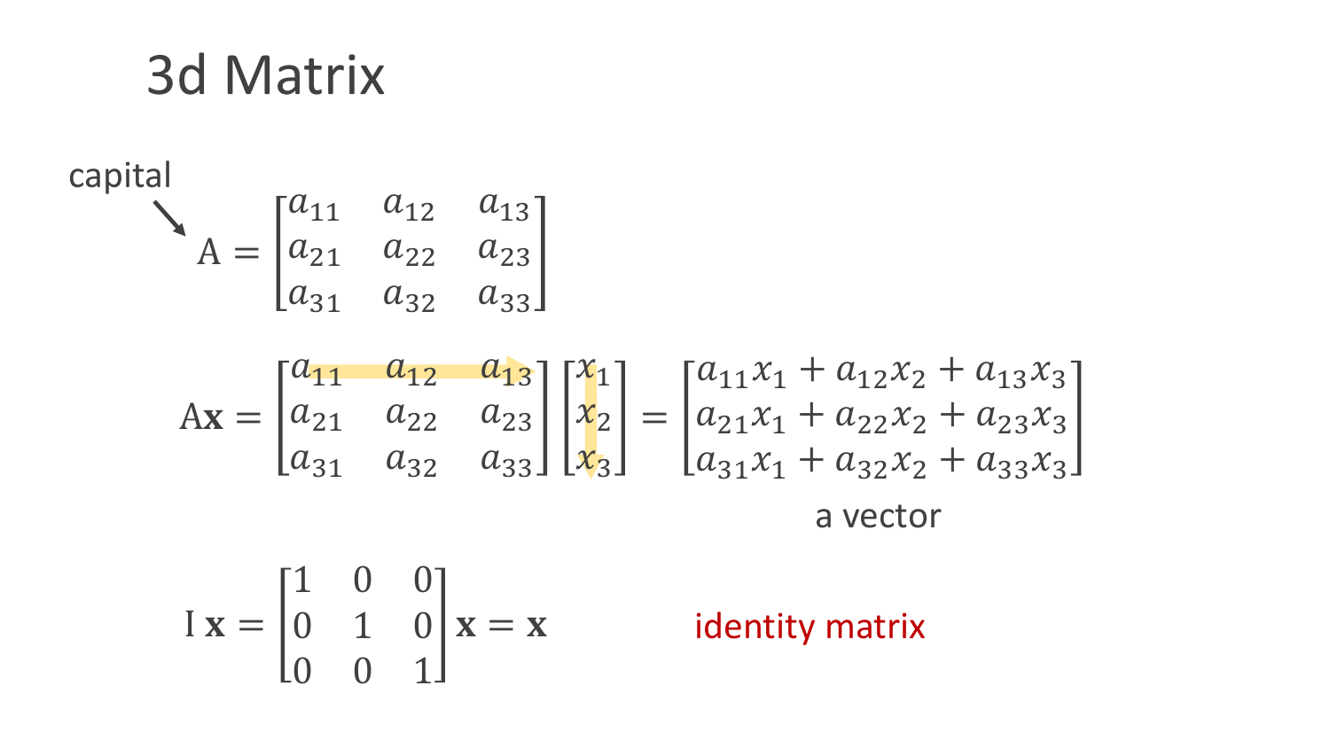# 3d Matrix

capital

$$\mathrm{A} = \begin{bmatrix} a_{11} & a_{12} & a_{13} \\ a_{21} & a_{22} & a_{23} \\ a_{31} & a_{32} & a_{33} \end{bmatrix}$$

$$\mathrm{A}\mathbf{x} = \begin{bmatrix} a_{11} & a_{12} & a_{13} \\ a_{21} & a_{22} & a_{23} \\ a_{31} & a_{32} & a_{33} \end{bmatrix} \begin{bmatrix} x_1 \\ x_2 \\ x_3 \end{bmatrix} = \begin{bmatrix} a_{11}x_1 + a_{12}x_2 + a_{13}x_3 \\ a_{21}x_1 + a_{22}x_2 + a_{23}x_3 \\ a_{31}x_1 + a_{32}x_2 + a_{33}x_3 \end{bmatrix}$$

a vector

$$\mathrm{I}\,\mathbf{x} = \begin{bmatrix} 1 & 0 & 0 \\ 0 & 1 & 0 \\ 0 & 0 & 1 \end{bmatrix} \mathbf{x} = \mathbf{x}$$

identity matrix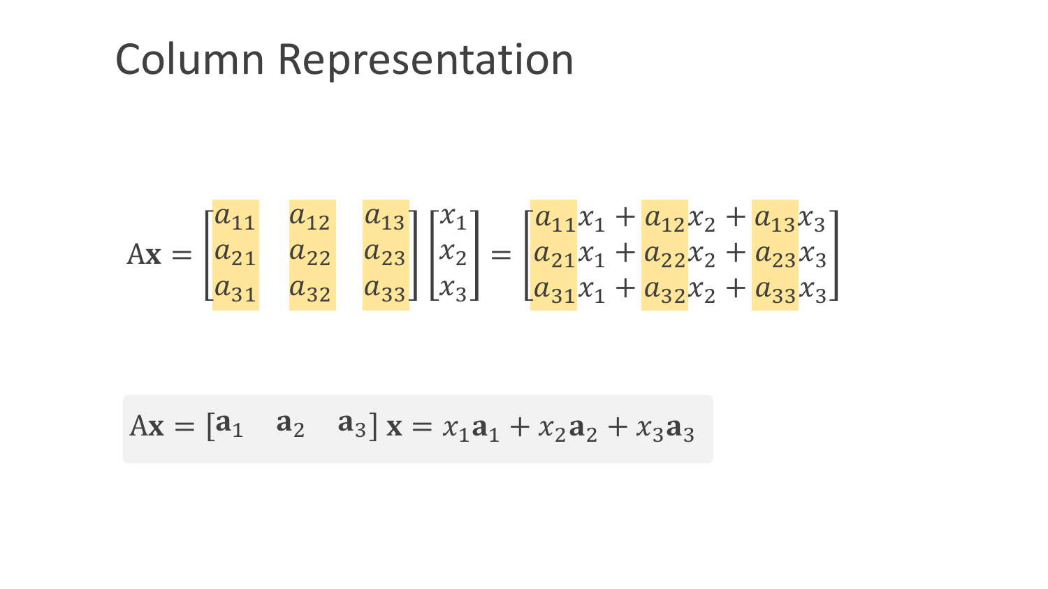# Column Representation

$$
A\mathbf{x} = \begin{bmatrix} a_{11} & a_{12} & a_{13} \\ a_{21} & a_{22} & a_{23} \\ a_{31} & a_{32} & a_{33} \end{bmatrix} \begin{bmatrix} x_1 \\ x_2 \\ x_3 \end{bmatrix} = \begin{bmatrix} a_{11}x_1 + a_{12}x_2 + a_{13}x_3 \\ a_{21}x_1 + a_{22}x_2 + a_{23}x_3 \\ a_{31}x_1 + a_{32}x_2 + a_{33}x_3 \end{bmatrix}
$$

$$
A\mathbf{x} = [\mathbf{a}_1 \quad \mathbf{a}_2 \quad \mathbf{a}_3]\,\mathbf{x} = x_1\mathbf{a}_1 + x_2\mathbf{a}_2 + x_3\mathbf{a}_3
$$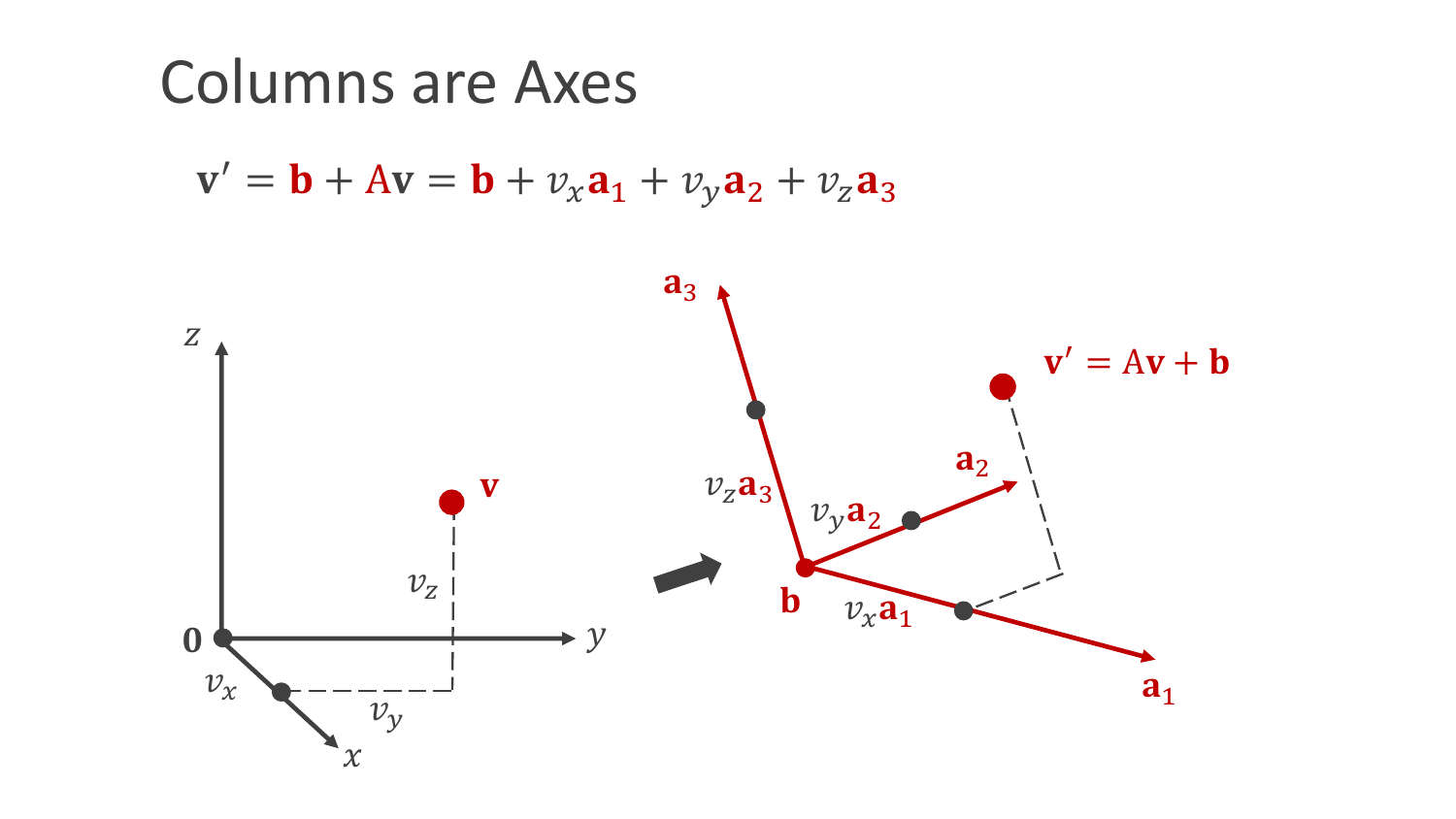# Columns are Axes

$$\mathbf{v}' = \mathbf{b} + A\mathbf{v} = \mathbf{b} + v_x\mathbf{a}_1 + v_y\mathbf{a}_2 + v_z\mathbf{a}_3$$

$z$

$\mathbf{v}$

$v_z$

$\mathbf{0}$

$y$

$v_x$

$v_y$

$x$

$\mathbf{a}_3$

$\mathbf{v}' = A\mathbf{v} + \mathbf{b}$

$\mathbf{a}_2$

$v_z\mathbf{a}_3$

$v_y\mathbf{a}_2$

$\mathbf{b}$

$v_x\mathbf{a}_1$

$\mathbf{a}_1$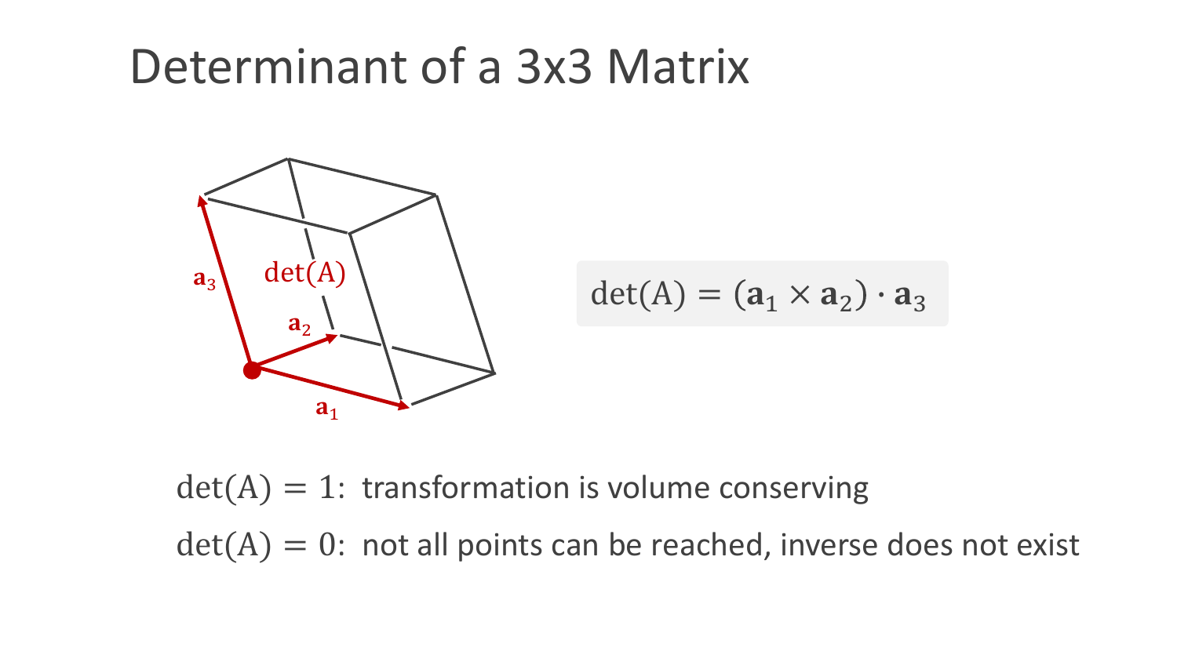# Determinant of a 3x3 Matrix

$\mathbf{a}_3$

$\det(\mathrm{A})$

$\mathbf{a}_2$

$\mathbf{a}_1$

$$\det(\mathrm{A}) = (\mathbf{a}_1 \times \mathbf{a}_2) \cdot \mathbf{a}_3$$

$\det(\mathrm{A}) = 1$: transformation is volume conserving

$\det(\mathrm{A}) = 0$: not all points can be reached, inverse does not exist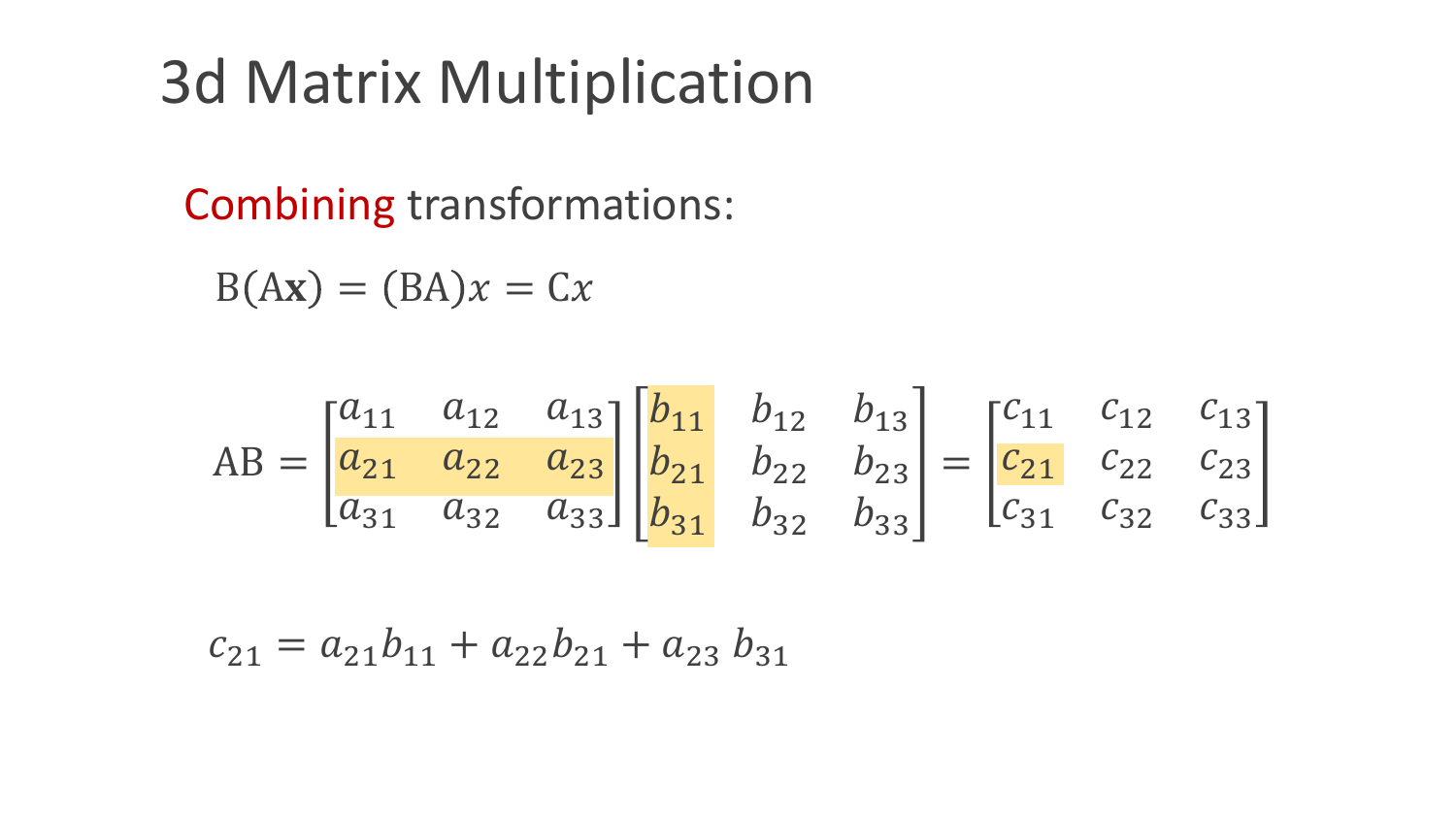# 3d Matrix Multiplication

Combining transformations:

$$\mathrm{B}(\mathrm{A}\mathbf{x}) = (\mathrm{BA})x = \mathrm{C}x$$

$$\mathrm{AB} = \begin{bmatrix} a_{11} & a_{12} & a_{13} \\ a_{21} & a_{22} & a_{23} \\ a_{31} & a_{32} & a_{33} \end{bmatrix} \begin{bmatrix} b_{11} & b_{12} & b_{13} \\ b_{21} & b_{22} & b_{23} \\ b_{31} & b_{32} & b_{33} \end{bmatrix} = \begin{bmatrix} c_{11} & c_{12} & c_{13} \\ c_{21} & c_{22} & c_{23} \\ c_{31} & c_{32} & c_{33} \end{bmatrix}$$

$$c_{21} = a_{21}b_{11} + a_{22}b_{21} + a_{23}\,b_{31}$$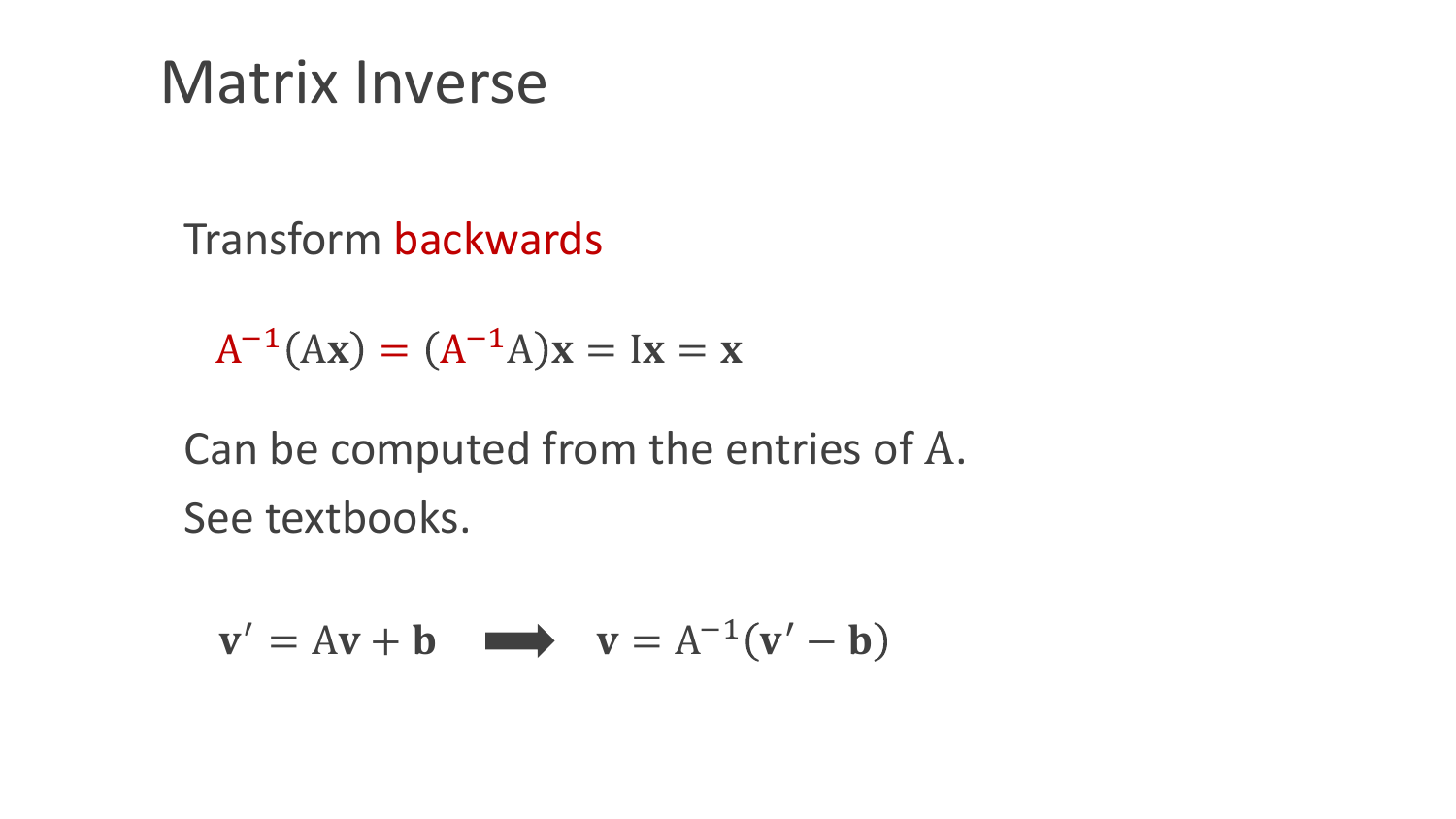# Matrix Inverse

Transform backwards

$$\mathrm{A}^{-1}(\mathrm{A}\mathbf{x}) = (\mathrm{A}^{-1}\mathrm{A})\mathbf{x} = \mathrm{I}\mathbf{x} = \mathbf{x}$$

Can be computed from the entries of $\mathrm{A}$.

See textbooks.

$$\mathbf{v}' = \mathrm{A}\mathbf{v} + \mathbf{b} \quad \Longrightarrow \quad \mathbf{v} = \mathrm{A}^{-1}(\mathbf{v}' - \mathbf{b})$$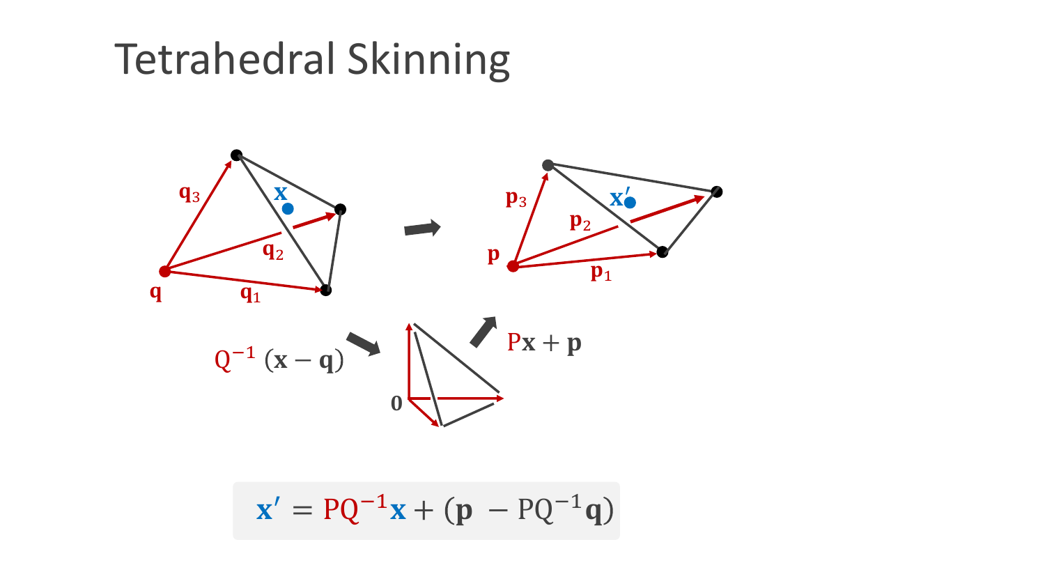# Tetrahedral Skinning

$\mathbf{q}_3$

$\mathbf{x}$

$\mathbf{q}_2$

$\mathbf{q}$

$\mathbf{q}_1$

$\mathbf{p}_3$

$\mathbf{x}'$

$\mathbf{p}_2$

$\mathbf{p}$

$\mathbf{p}_1$

$\mathrm{Q}^{-1}(\mathbf{x} - \mathbf{q})$

$\mathbf{0}$

$\mathrm{P}\mathbf{x} + \mathbf{p}$

$$\mathbf{x}' = \mathrm{P}\mathrm{Q}^{-1}\mathbf{x} + (\mathbf{p} - \mathrm{P}\mathrm{Q}^{-1}\mathbf{q})$$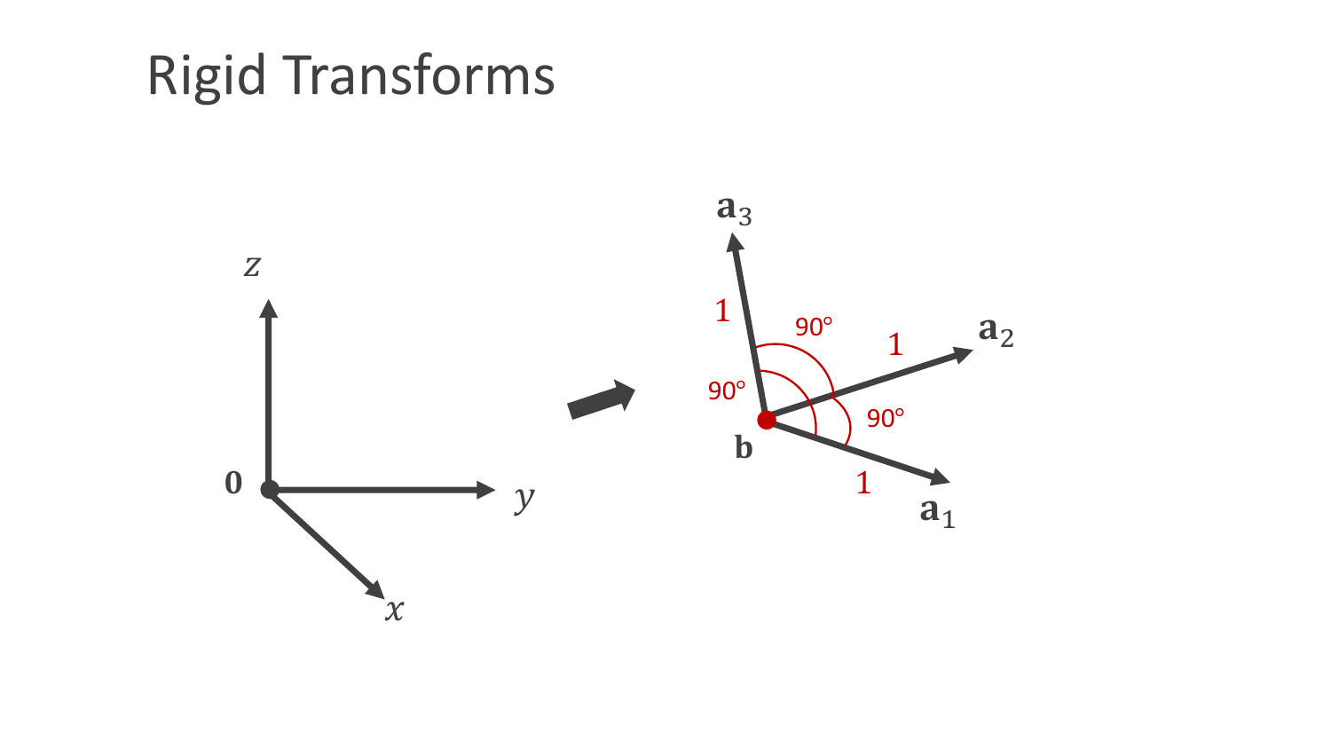# Rigid Transforms

$z$

$y$

$x$

$\mathbf{0}$

$\mathbf{a}_3$

$\mathbf{a}_2$

$\mathbf{a}_1$

$\mathbf{b}$

1

1

1

90°

90°

90°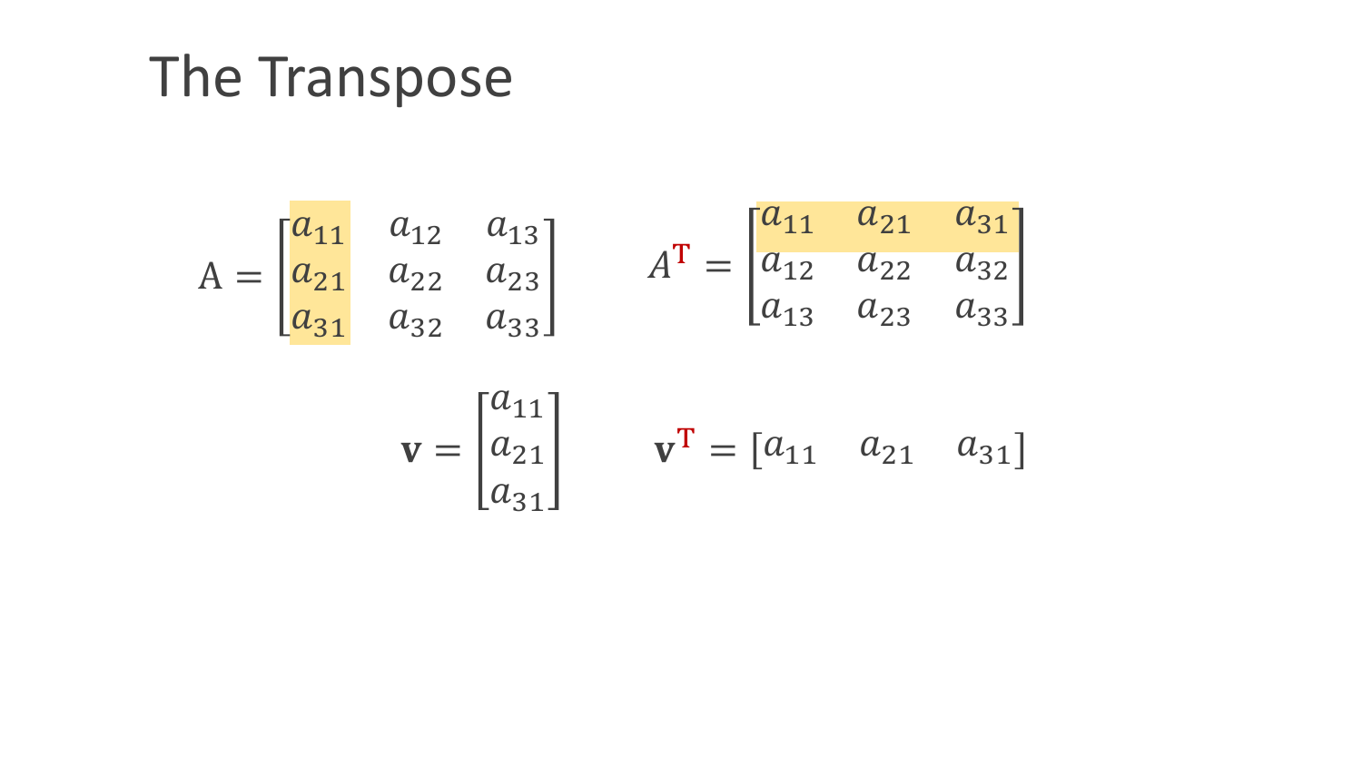# The Transpose

$$A = \begin{bmatrix} a_{11} & a_{12} & a_{13} \\ a_{21} & a_{22} & a_{23} \\ a_{31} & a_{32} & a_{33} \end{bmatrix} \qquad A^{T} = \begin{bmatrix} a_{11} & a_{21} & a_{31} \\ a_{12} & a_{22} & a_{32} \\ a_{13} & a_{23} & a_{33} \end{bmatrix}$$

$$\mathbf{v} = \begin{bmatrix} a_{11} \\ a_{21} \\ a_{31} \end{bmatrix} \qquad \mathbf{v}^{T} = \begin{bmatrix} a_{11} & a_{21} & a_{31} \end{bmatrix}$$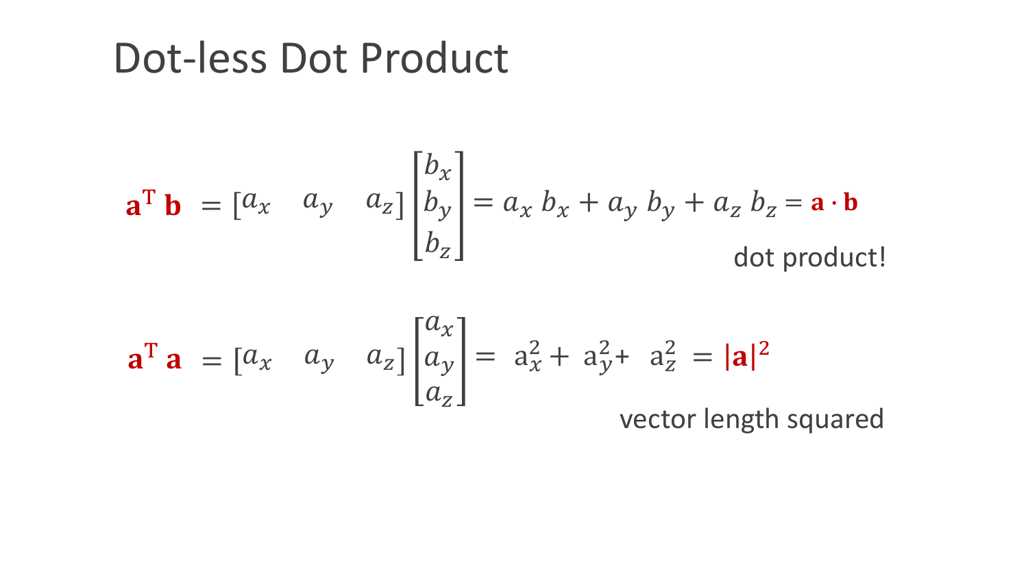# Dot-less Dot Product

$$\mathbf{a}^{\mathrm{T}}\,\mathbf{b} = \begin{bmatrix} a_x & a_y & a_z \end{bmatrix} \begin{bmatrix} b_x \\ b_y \\ b_z \end{bmatrix} = a_x\, b_x + a_y\, b_y + a_z\, b_z = \mathbf{a} \cdot \mathbf{b}$$

dot product!

$$\mathbf{a}^{\mathrm{T}}\,\mathbf{a} = \begin{bmatrix} a_x & a_y & a_z \end{bmatrix} \begin{bmatrix} a_x \\ a_y \\ a_z \end{bmatrix} = \mathrm{a}_x^2 + \mathrm{a}_y^2 + \mathrm{a}_z^2 = |\mathbf{a}|^2$$

vector length squared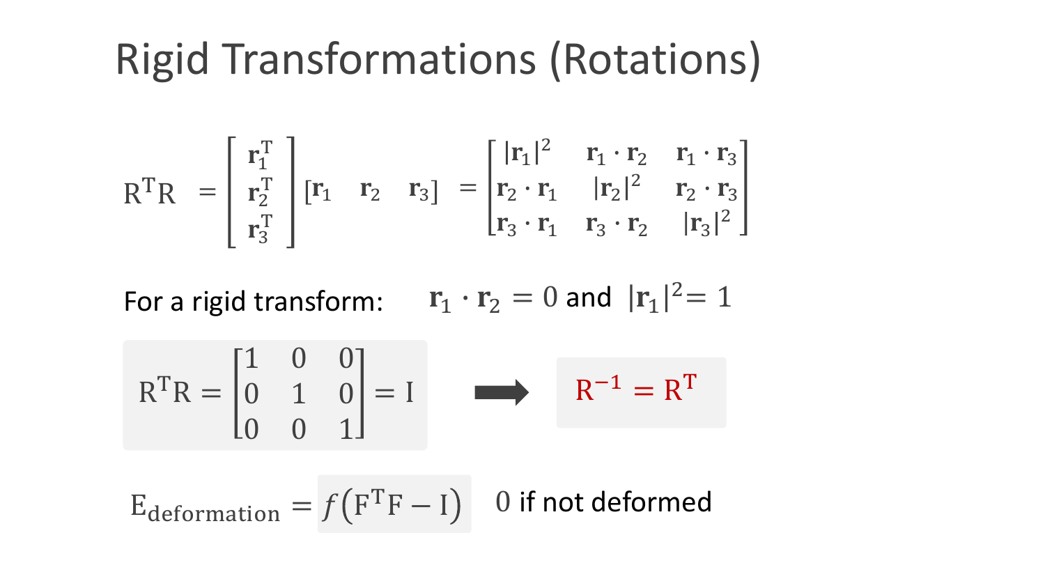# Rigid Transformations (Rotations)

$$\mathrm{R^T R} = \begin{bmatrix} \mathbf{r}_1^\mathrm{T} \\ \mathbf{r}_2^\mathrm{T} \\ \mathbf{r}_3^\mathrm{T} \end{bmatrix} [\mathbf{r}_1 \quad \mathbf{r}_2 \quad \mathbf{r}_3] = \begin{bmatrix} |\mathbf{r}_1|^2 & \mathbf{r}_1 \cdot \mathbf{r}_2 & \mathbf{r}_1 \cdot \mathbf{r}_3 \\ \mathbf{r}_2 \cdot \mathbf{r}_1 & |\mathbf{r}_2|^2 & \mathbf{r}_2 \cdot \mathbf{r}_3 \\ \mathbf{r}_3 \cdot \mathbf{r}_1 & \mathbf{r}_3 \cdot \mathbf{r}_2 & |\mathbf{r}_3|^2 \end{bmatrix}$$

For a rigid transform: $\mathbf{r}_1 \cdot \mathbf{r}_2 = 0$ and $|\mathbf{r}_1|^2 = 1$

$$\mathrm{R^T R} = \begin{bmatrix} 1 & 0 & 0 \\ 0 & 1 & 0 \\ 0 & 0 & 1 \end{bmatrix} = \mathrm{I} \quad \Rightarrow \quad \mathrm{R^{-1} = R^T}$$

$$\mathrm{E_{deformation}} = f\left(\mathrm{F^T F} - \mathrm{I}\right)$$

0 if not deformed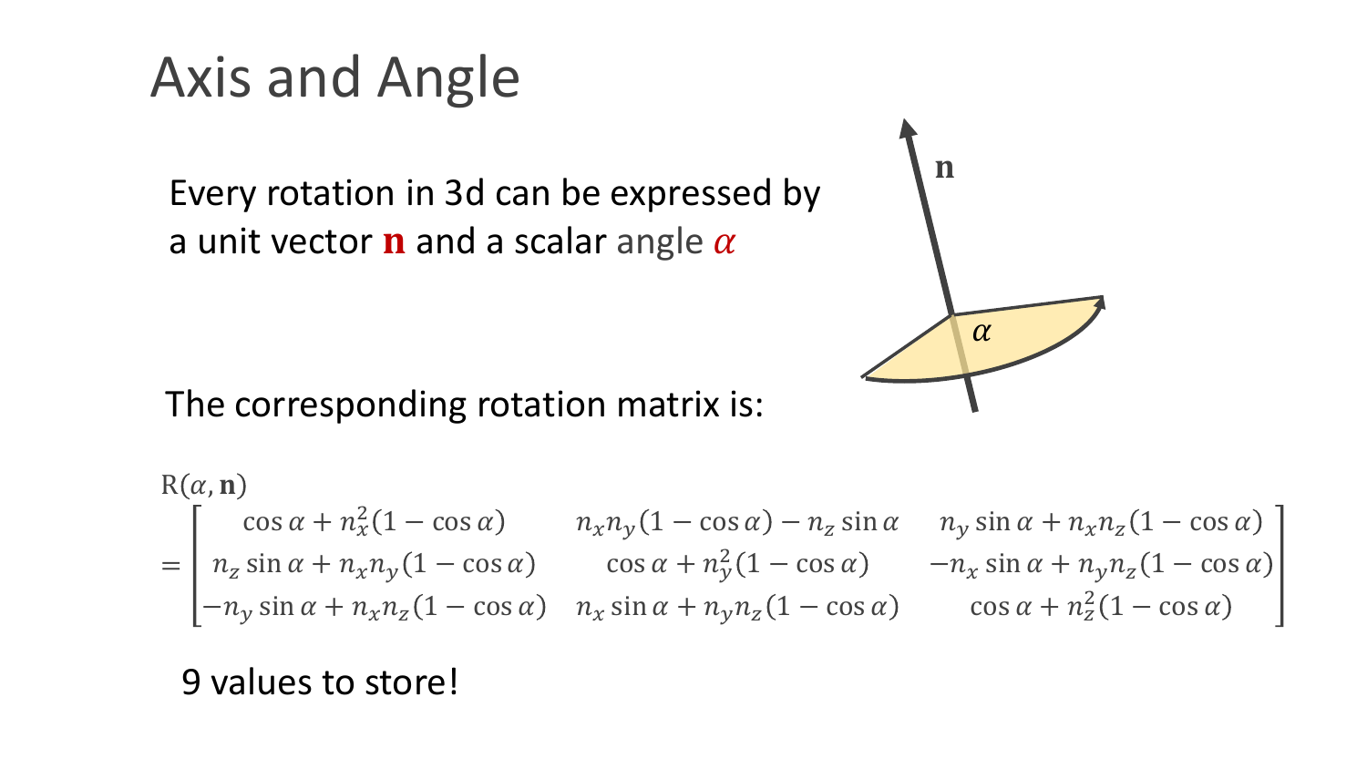# Axis and Angle

Every rotation in 3d can be expressed by a unit vector $\mathbf{n}$ and a scalar angle $\alpha$

The corresponding rotation matrix is:

$$
\mathrm{R}(\alpha, \mathbf{n}) = \begin{bmatrix} \cos\alpha + n_x^2(1-\cos\alpha) & n_x n_y(1-\cos\alpha) - n_z \sin\alpha & n_y \sin\alpha + n_x n_z(1-\cos\alpha) \\ n_z \sin\alpha + n_x n_y(1-\cos\alpha) & \cos\alpha + n_y^2(1-\cos\alpha) & -n_x \sin\alpha + n_y n_z(1-\cos\alpha) \\ -n_y \sin\alpha + n_x n_z(1-\cos\alpha) & n_x \sin\alpha + n_y n_z(1-\cos\alpha) & \cos\alpha + n_z^2(1-\cos\alpha) \end{bmatrix}
$$

9 values to store!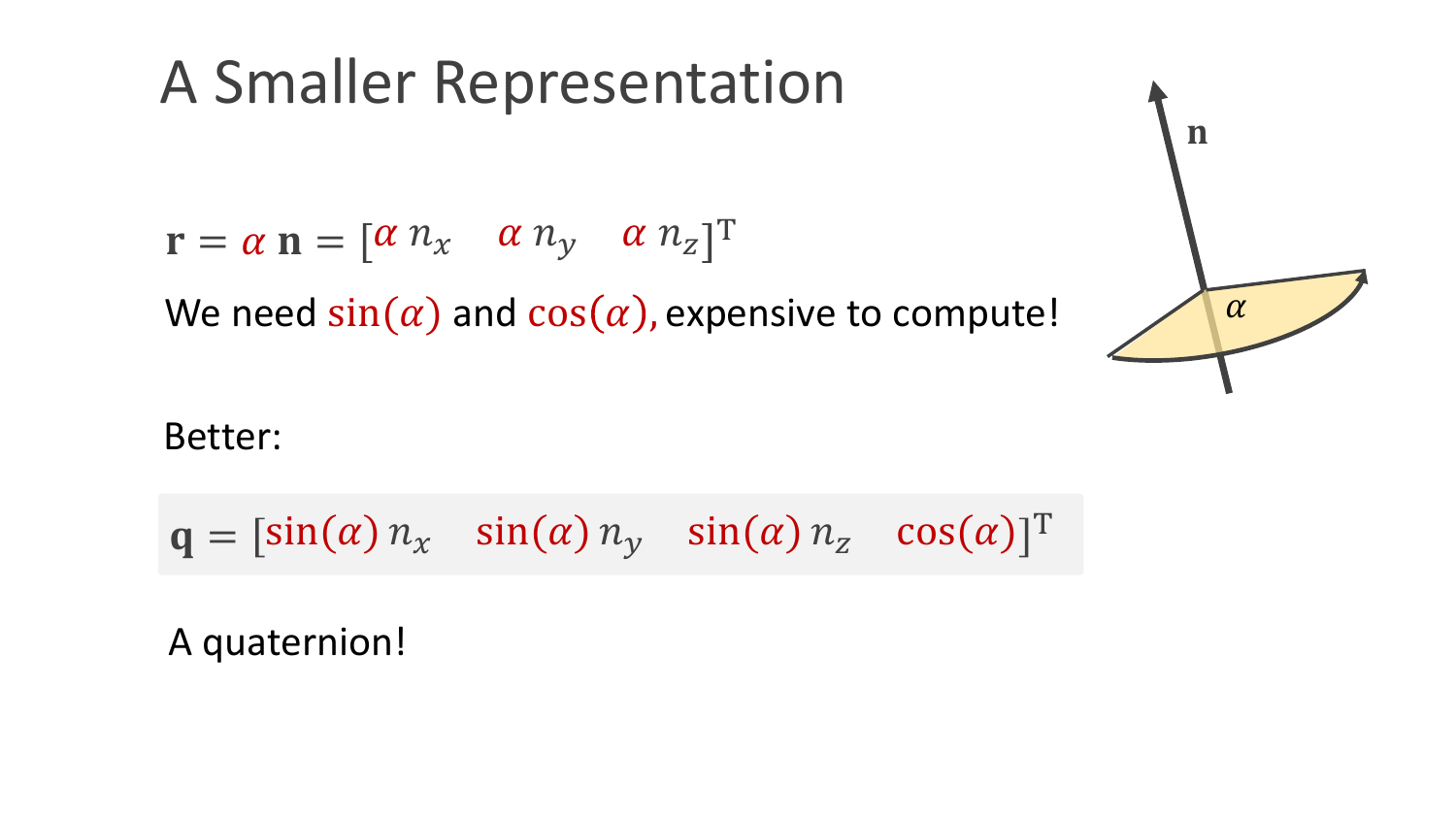# A Smaller Representation

$$\mathbf{r} = \alpha\ \mathbf{n} = [\alpha\ n_x \quad \alpha\ n_y \quad \alpha\ n_z]^\mathrm{T}$$

We need $\sin(\alpha)$ and $\cos(\alpha)$, expensive to compute!

Better:

$$\mathbf{q} = [\sin(\alpha)\ n_x \quad \sin(\alpha)\ n_y \quad \sin(\alpha)\ n_z \quad \cos(\alpha)]^\mathrm{T}$$

A quaternion!

n

$\alpha$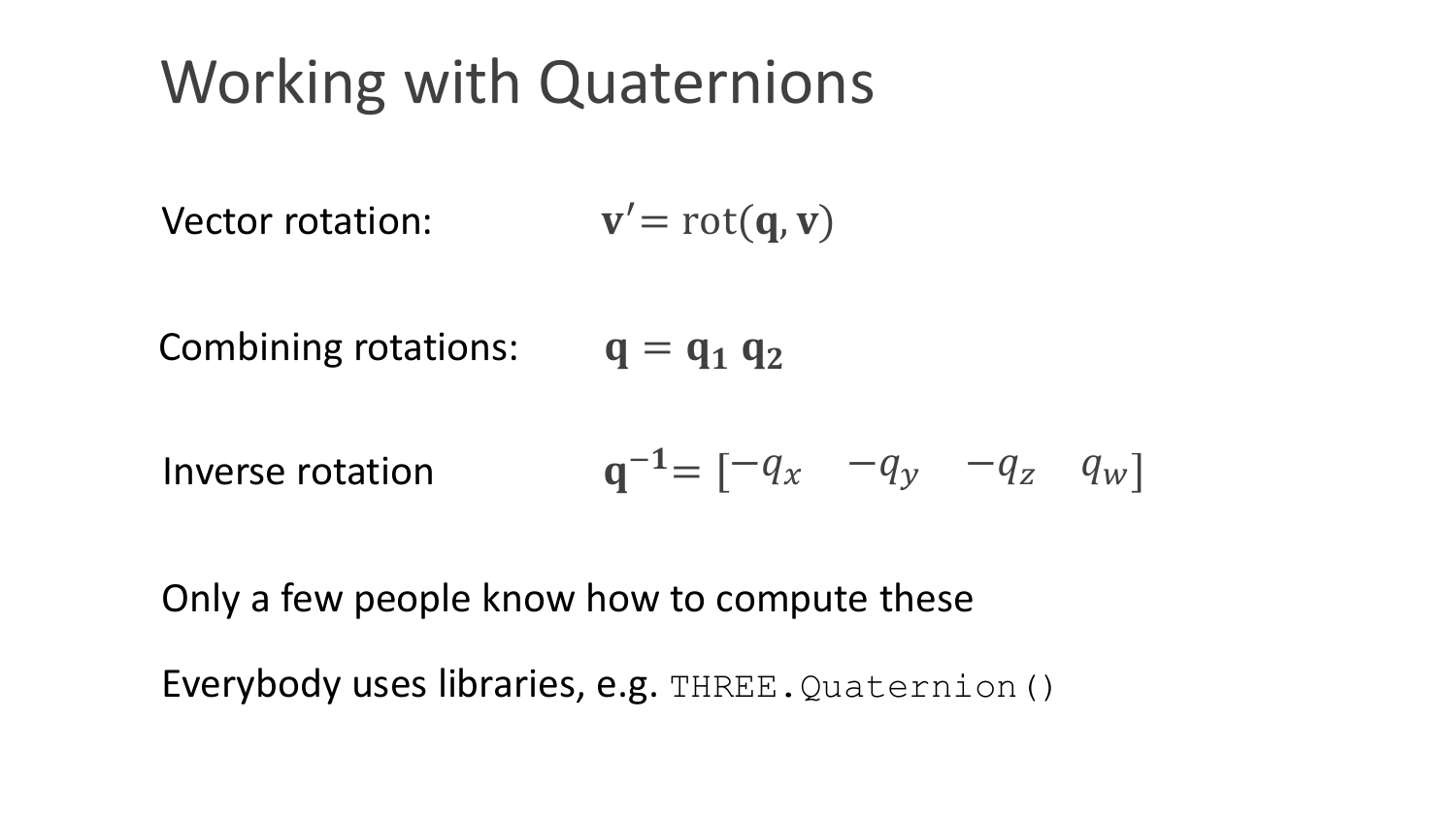# Working with Quaternions

Vector rotation: $\mathbf{v}' = \mathrm{rot}(\mathbf{q}, \mathbf{v})$

Combining rotations: $\mathbf{q} = \mathbf{q_1}\ \mathbf{q_2}$

Inverse rotation $\mathbf{q}^{-\mathbf{1}} = [-q_x \quad -q_y \quad -q_z \quad q_w]$

Only a few people know how to compute these

Everybody uses libraries, e.g. `THREE.Quaternion()`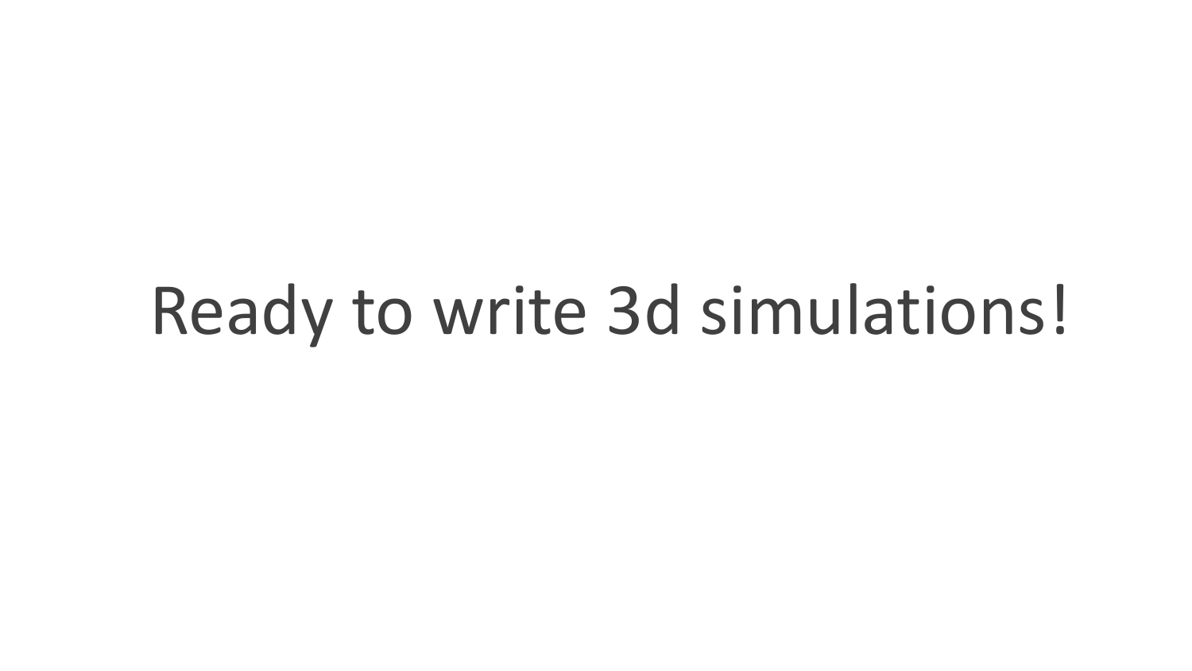Ready to write 3d simulations!